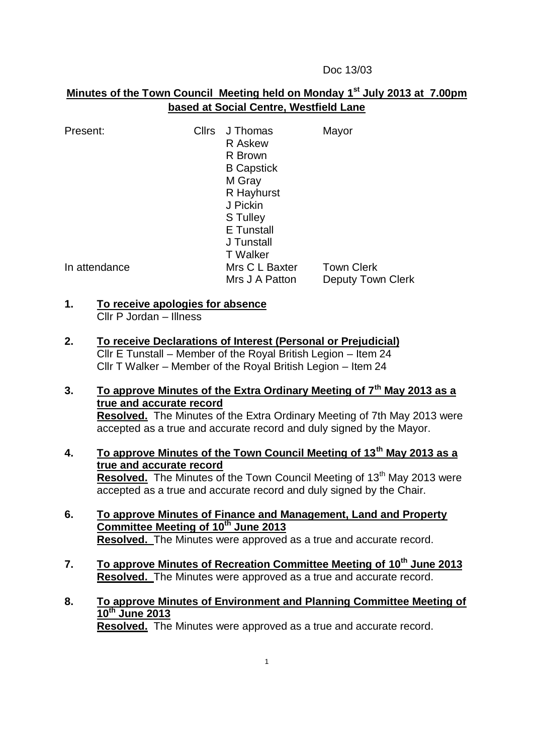Doc 13/03

# Minutes of the Town Council Meeting held on Monday 1st July 2013 at 7.00pm based at Social Centre, Westfield Lane

| Present: | Cllrs | J Thomas | Mayor |
|---|---|---|---|
| | | R Askew | |
| | | R Brown | |
| | | B Capstick | |
| | | M Gray | |
| | | R Hayhurst | |
| | | J Pickin | |
| | | S Tulley | |
| | | E Tunstall | |
| | | J Tunstall | |
| | | T Walker | |
| In attendance | | Mrs C L Baxter | Town Clerk |
| | | Mrs J A Patton | Deputy Town Clerk |

**1. To receive apologies for absence**

Cllr P Jordan – Illness

**2. To receive Declarations of Interest (Personal or Prejudicial)**

Cllr E Tunstall – Member of the Royal British Legion – Item 24
Cllr T Walker – Member of the Royal British Legion – Item 24

**3. To approve Minutes of the Extra Ordinary Meeting of 7th May 2013 as a true and accurate record**

**Resolved.** The Minutes of the Extra Ordinary Meeting of 7th May 2013 were accepted as a true and accurate record and duly signed by the Mayor.

**4. To approve Minutes of the Town Council Meeting of 13th May 2013 as a true and accurate record**

**Resolved.** The Minutes of the Town Council Meeting of 13th May 2013 were accepted as a true and accurate record and duly signed by the Chair.

**6. To approve Minutes of Finance and Management, Land and Property Committee Meeting of 10th June 2013**

**Resolved.** The Minutes were approved as a true and accurate record.

**7. To approve Minutes of Recreation Committee Meeting of 10th June 2013**

**Resolved.** The Minutes were approved as a true and accurate record.

**8. To approve Minutes of Environment and Planning Committee Meeting of 10th June 2013**

**Resolved.** The Minutes were approved as a true and accurate record.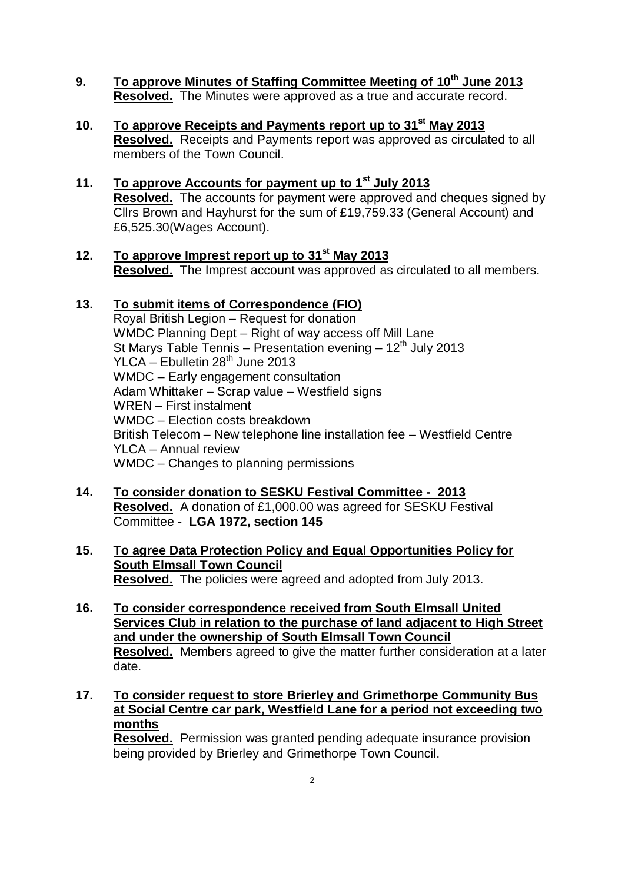**9. To approve Minutes of Staffing Committee Meeting of 10th June 2013**
**Resolved.** The Minutes were approved as a true and accurate record.

**10. To approve Receipts and Payments report up to 31st May 2013**
**Resolved.** Receipts and Payments report was approved as circulated to all members of the Town Council.

**11. To approve Accounts for payment up to 1st July 2013**
**Resolved.** The accounts for payment were approved and cheques signed by Cllrs Brown and Hayhurst for the sum of £19,759.33 (General Account) and £6,525.30(Wages Account).

**12. To approve Imprest report up to 31st May 2013**
**Resolved.** The Imprest account was approved as circulated to all members.

**13. To submit items of Correspondence (FIO)**

Royal British Legion – Request for donation
WMDC Planning Dept – Right of way access off Mill Lane
St Marys Table Tennis – Presentation evening – 12th July 2013
YLCA – Ebulletin 28th June 2013
WMDC – Early engagement consultation
Adam Whittaker – Scrap value – Westfield signs
WREN – First instalment
WMDC – Election costs breakdown
British Telecom – New telephone line installation fee – Westfield Centre
YLCA – Annual review
WMDC – Changes to planning permissions

**14. To consider donation to SESKU Festival Committee - 2013**
**Resolved.** A donation of £1,000.00 was agreed for SESKU Festival Committee - **LGA 1972, section 145**

**15. To agree Data Protection Policy and Equal Opportunities Policy for South Elmsall Town Council**
**Resolved.** The policies were agreed and adopted from July 2013.

**16. To consider correspondence received from South Elmsall United Services Club in relation to the purchase of land adjacent to High Street and under the ownership of South Elmsall Town Council**
**Resolved.** Members agreed to give the matter further consideration at a later date.

**17. To consider request to store Brierley and Grimethorpe Community Bus at Social Centre car park, Westfield Lane for a period not exceeding two months**
**Resolved.** Permission was granted pending adequate insurance provision being provided by Brierley and Grimethorpe Town Council.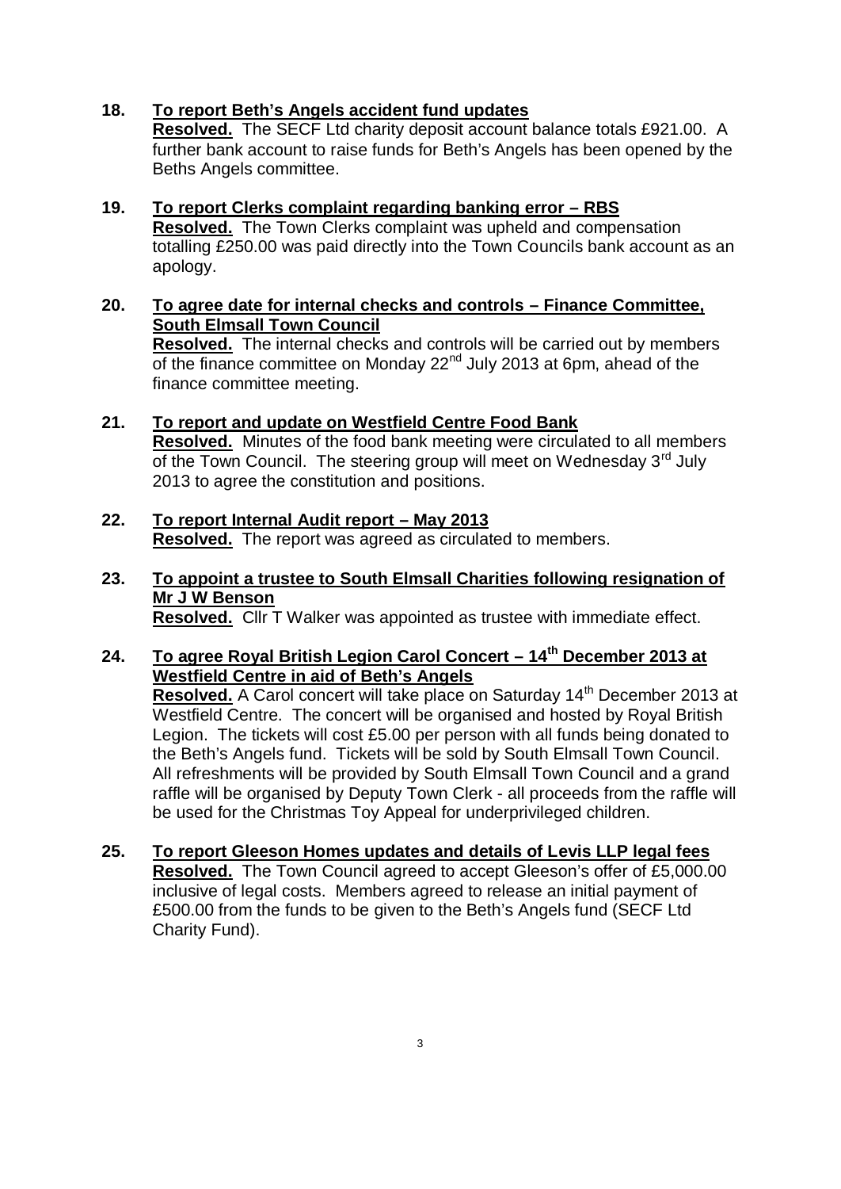**18. To report Beth's Angels accident fund updates**

**Resolved.** The SECF Ltd charity deposit account balance totals £921.00. A further bank account to raise funds for Beth's Angels has been opened by the Beths Angels committee.

**19. To report Clerks complaint regarding banking error – RBS**

**Resolved.** The Town Clerks complaint was upheld and compensation totalling £250.00 was paid directly into the Town Councils bank account as an apology.

**20. To agree date for internal checks and controls – Finance Committee, South Elmsall Town Council**

**Resolved.** The internal checks and controls will be carried out by members of the finance committee on Monday 22nd July 2013 at 6pm, ahead of the finance committee meeting.

**21. To report and update on Westfield Centre Food Bank**

**Resolved.** Minutes of the food bank meeting were circulated to all members of the Town Council. The steering group will meet on Wednesday 3rd July 2013 to agree the constitution and positions.

**22. To report Internal Audit report – May 2013**

**Resolved.** The report was agreed as circulated to members.

**23. To appoint a trustee to South Elmsall Charities following resignation of Mr J W Benson**

**Resolved.** Cllr T Walker was appointed as trustee with immediate effect.

**24. To agree Royal British Legion Carol Concert – 14th December 2013 at Westfield Centre in aid of Beth's Angels**

**Resolved.** A Carol concert will take place on Saturday 14th December 2013 at Westfield Centre. The concert will be organised and hosted by Royal British Legion. The tickets will cost £5.00 per person with all funds being donated to the Beth's Angels fund. Tickets will be sold by South Elmsall Town Council. All refreshments will be provided by South Elmsall Town Council and a grand raffle will be organised by Deputy Town Clerk - all proceeds from the raffle will be used for the Christmas Toy Appeal for underprivileged children.

**25. To report Gleeson Homes updates and details of Levis LLP legal fees**

**Resolved.** The Town Council agreed to accept Gleeson's offer of £5,000.00 inclusive of legal costs. Members agreed to release an initial payment of £500.00 from the funds to be given to the Beth's Angels fund (SECF Ltd Charity Fund).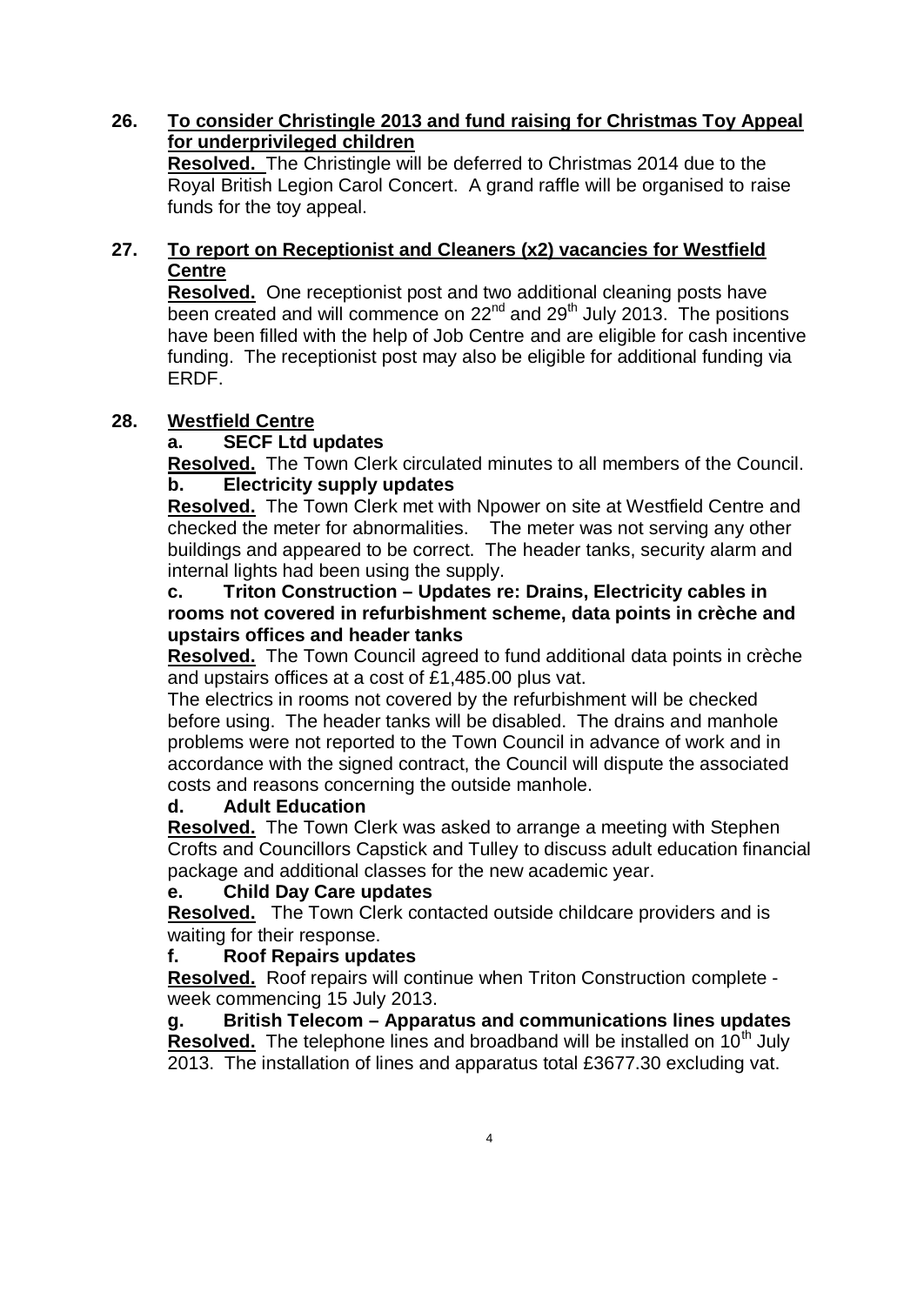**26. <u>To consider Christingle 2013 and fund raising for Christmas Toy Appeal for underprivileged children</u>**

**<u>Resolved.</u>** The Christingle will be deferred to Christmas 2014 due to the Royal British Legion Carol Concert. A grand raffle will be organised to raise funds for the toy appeal.

**27. <u>To report on Receptionist and Cleaners (x2) vacancies for Westfield Centre</u>**

**<u>Resolved.</u>** One receptionist post and two additional cleaning posts have been created and will commence on 22nd and 29th July 2013. The positions have been filled with the help of Job Centre and are eligible for cash incentive funding. The receptionist post may also be eligible for additional funding via ERDF.

**28. <u>Westfield Centre</u>**

**a. SECF Ltd updates**

**<u>Resolved.</u>** The Town Clerk circulated minutes to all members of the Council.

**b. Electricity supply updates**

**<u>Resolved.</u>** The Town Clerk met with Npower on site at Westfield Centre and checked the meter for abnormalities. The meter was not serving any other buildings and appeared to be correct. The header tanks, security alarm and internal lights had been using the supply.

**c. Triton Construction – Updates re: Drains, Electricity cables in rooms not covered in refurbishment scheme, data points in crèche and upstairs offices and header tanks**

**<u>Resolved.</u>** The Town Council agreed to fund additional data points in crèche and upstairs offices at a cost of £1,485.00 plus vat.

The electrics in rooms not covered by the refurbishment will be checked before using. The header tanks will be disabled. The drains and manhole problems were not reported to the Town Council in advance of work and in accordance with the signed contract, the Council will dispute the associated costs and reasons concerning the outside manhole.

**d. Adult Education**

**<u>Resolved.</u>** The Town Clerk was asked to arrange a meeting with Stephen Crofts and Councillors Capstick and Tulley to discuss adult education financial package and additional classes for the new academic year.

**e. Child Day Care updates**

**<u>Resolved.</u>** The Town Clerk contacted outside childcare providers and is waiting for their response.

**f. Roof Repairs updates**

**<u>Resolved.</u>** Roof repairs will continue when Triton Construction complete - week commencing 15 July 2013.

**g. British Telecom – Apparatus and communications lines updates**

**<u>Resolved.</u>** The telephone lines and broadband will be installed on 10th July 2013. The installation of lines and apparatus total £3677.30 excluding vat.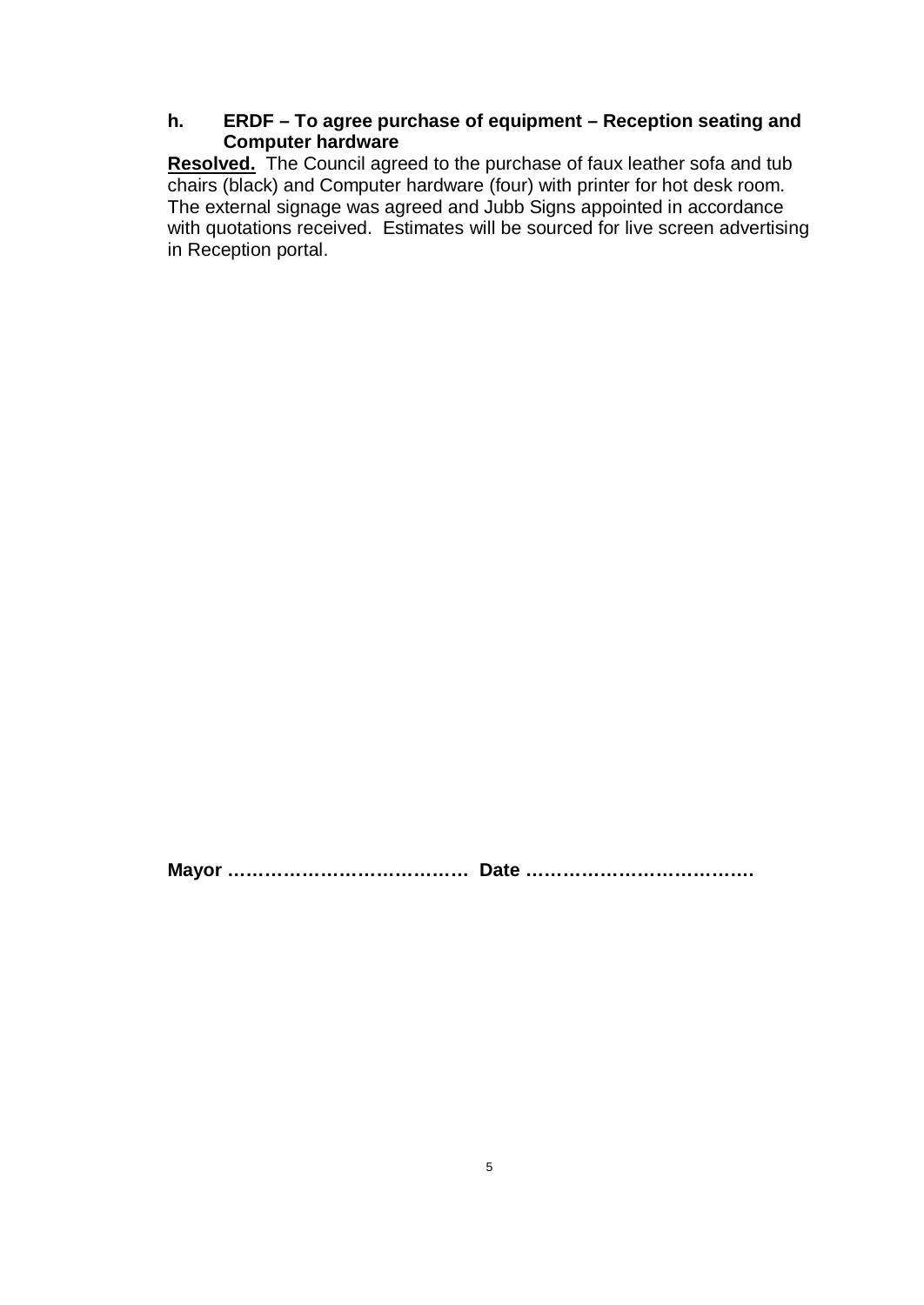**h. ERDF – To agree purchase of equipment – Reception seating and Computer hardware**

**Resolved.** The Council agreed to the purchase of faux leather sofa and tub chairs (black) and Computer hardware (four) with printer for hot desk room. The external signage was agreed and Jubb Signs appointed in accordance with quotations received. Estimates will be sourced for live screen advertising in Reception portal.

**Mayor …………………………………. Date ……………………………….**